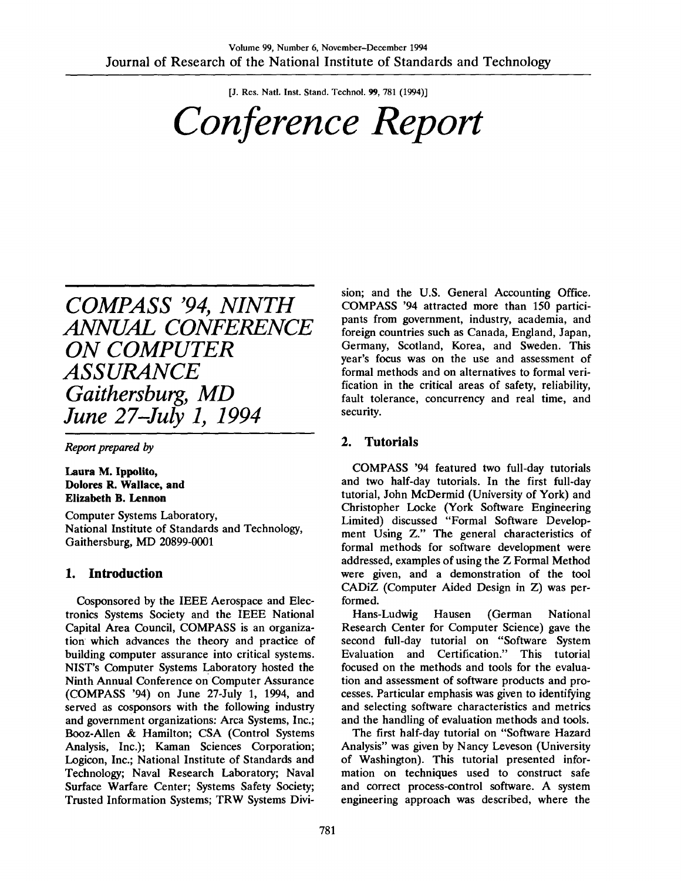# Conference Report

## COMPASS '94, NINTH ANNUAL CONFERENCE ON COMPUTER ASSURANCE Gaithersburg, MD June 27–July 1, 1994

*Report prepared by*

**Laura M. Ippolito, Dolores R. Wallace, and Elizabeth B. Lennon**

Computer Systems Laboratory,
National Institute of Standards and Technology,
Gaithersburg, MD 20899-0001

## 1. Introduction

Cosponsored by the IEEE Aerospace and Electronics Systems Society and the IEEE National Capital Area Council, COMPASS is an organization which advances the theory and practice of building computer assurance into critical systems. NIST's Computer Systems Laboratory hosted the Ninth Annual Conference on Computer Assurance (COMPASS '94) on June 27-July 1, 1994, and served as cosponsors with the following industry and government organizations: Arca Systems, Inc.; Booz-Allen & Hamilton; CSA (Control Systems Analysis, Inc.); Kaman Sciences Corporation; Logicon, Inc.; National Institute of Standards and Technology; Naval Research Laboratory; Naval Surface Warfare Center; Systems Safety Society; Trusted Information Systems; TRW Systems Division; and the U.S. General Accounting Office. COMPASS '94 attracted more than 150 participants from government, industry, academia, and foreign countries such as Canada, England, Japan, Germany, Scotland, Korea, and Sweden. This year's focus was on the use and assessment of formal methods and on alternatives to formal verification in the critical areas of safety, reliability, fault tolerance, concurrency and real time, and security.

## 2. Tutorials

COMPASS '94 featured two full-day tutorials and two half-day tutorials. In the first full-day tutorial, John McDermid (University of York) and Christopher Locke (York Software Engineering Limited) discussed "Formal Software Development Using Z." The general characteristics of formal methods for software development were addressed, examples of using the Z Formal Method were given, and a demonstration of the tool CADiZ (Computer Aided Design in Z) was performed.

Hans-Ludwig Hausen (German National Research Center for Computer Science) gave the second full-day tutorial on "Software System Evaluation and Certification." This tutorial focused on the methods and tools for the evaluation and assessment of software products and processes. Particular emphasis was given to identifying and selecting software characteristics and metrics and the handling of evaluation methods and tools.

The first half-day tutorial on "Software Hazard Analysis" was given by Nancy Leveson (University of Washington). This tutorial presented information on techniques used to construct safe and correct process-control software. A system engineering approach was described, where the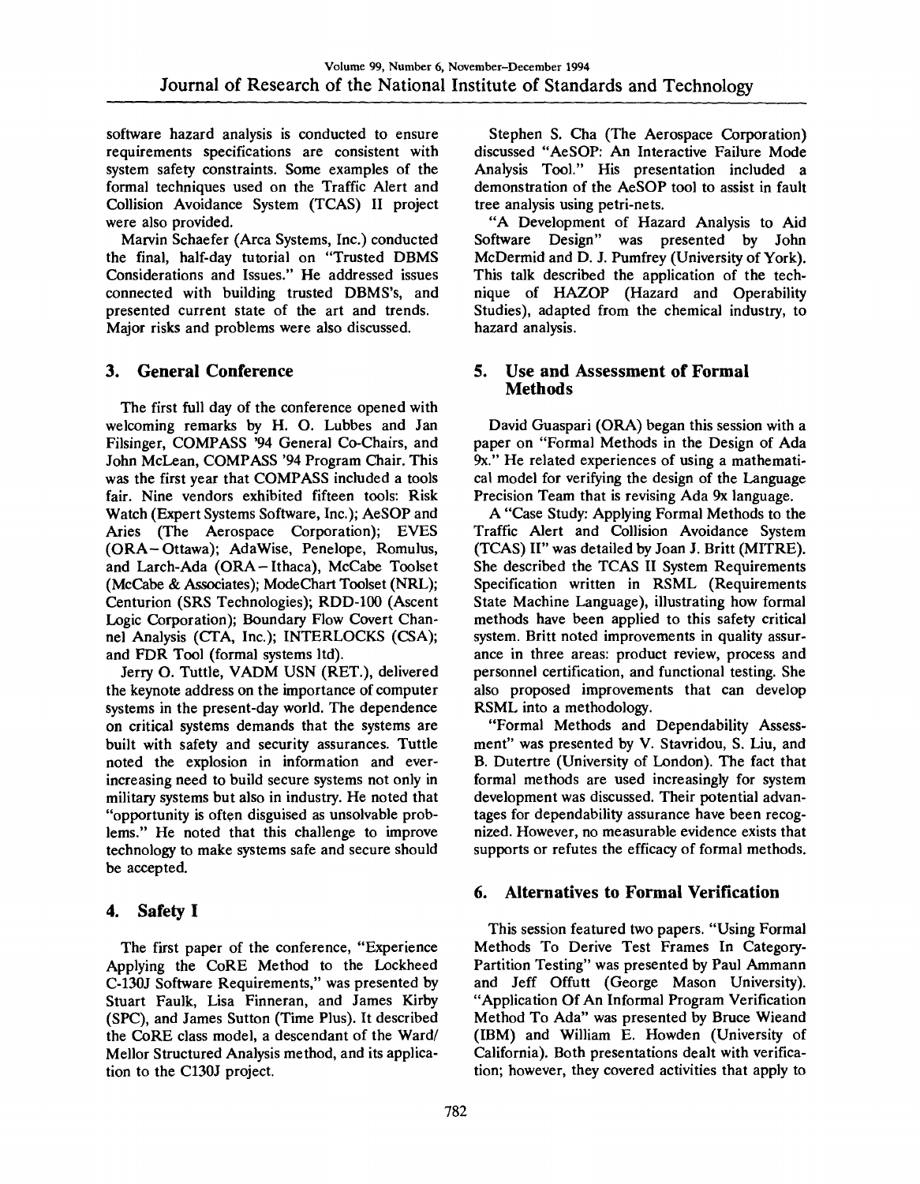software hazard analysis is conducted to ensure requirements specifications are consistent with system safety constraints. Some examples of the formal techniques used on the Traffic Alert and Collision Avoidance System (TCAS) II project were also provided.

Marvin Schaefer (Arca Systems, Inc.) conducted the final, half-day tutorial on "Trusted DBMS Considerations and Issues." He addressed issues connected with building trusted DBMS's, and presented current state of the art and trends. Major risks and problems were also discussed.

## 3. General Conference

The first full day of the conference opened with welcoming remarks by H. O. Lubbes and Jan Filsinger, COMPASS '94 General Co-Chairs, and John McLean, COMPASS '94 Program Chair. This was the first year that COMPASS included a tools fair. Nine vendors exhibited fifteen tools: Risk Watch (Expert Systems Software, Inc.); AeSOP and Aries (The Aerospace Corporation); EVES (ORA–Ottawa); AdaWise, Penelope, Romulus, and Larch-Ada (ORA–Ithaca), McCabe Toolset (McCabe & Associates); ModeChart Toolset (NRL); Centurion (SRS Technologies); RDD-100 (Ascent Logic Corporation); Boundary Flow Covert Channel Analysis (CTA, Inc.); INTERLOCKS (CSA); and FDR Tool (formal systems ltd).

Jerry O. Tuttle, VADM USN (RET.), delivered the keynote address on the importance of computer systems in the present-day world. The dependence on critical systems demands that the systems are built with safety and security assurances. Tuttle noted the explosion in information and ever-increasing need to build secure systems not only in military systems but also in industry. He noted that "opportunity is often disguised as unsolvable problems." He noted that this challenge to improve technology to make systems safe and secure should be accepted.

## 4. Safety I

The first paper of the conference, "Experience Applying the CoRE Method to the Lockheed C-130J Software Requirements," was presented by Stuart Faulk, Lisa Finneran, and James Kirby (SPC), and James Sutton (Time Plus). It described the CoRE class model, a descendant of the Ward/Mellor Structured Analysis method, and its application to the C130J project.

Stephen S. Cha (The Aerospace Corporation) discussed "AeSOP: An Interactive Failure Mode Analysis Tool." His presentation included a demonstration of the AeSOP tool to assist in fault tree analysis using petri-nets.

"A Development of Hazard Analysis to Aid Software Design" was presented by John McDermid and D. J. Pumfrey (University of York). This talk described the application of the technique of HAZOP (Hazard and Operability Studies), adapted from the chemical industry, to hazard analysis.

## 5. Use and Assessment of Formal Methods

David Guaspari (ORA) began this session with a paper on "Formal Methods in the Design of Ada 9x." He related experiences of using a mathematical model for verifying the design of the Language Precision Team that is revising Ada 9x language.

A "Case Study: Applying Formal Methods to the Traffic Alert and Collision Avoidance System (TCAS) II" was detailed by Joan J. Britt (MITRE). She described the TCAS II System Requirements Specification written in RSML (Requirements State Machine Language), illustrating how formal methods have been applied to this safety critical system. Britt noted improvements in quality assurance in three areas: product review, process and personnel certification, and functional testing. She also proposed improvements that can develop RSML into a methodology.

"Formal Methods and Dependability Assessment" was presented by V. Stavridou, S. Liu, and B. Dutertre (University of London). The fact that formal methods are used increasingly for system development was discussed. Their potential advantages for dependability assurance have been recognized. However, no measurable evidence exists that supports or refutes the efficacy of formal methods.

## 6. Alternatives to Formal Verification

This session featured two papers. "Using Formal Methods To Derive Test Frames In Category-Partition Testing" was presented by Paul Ammann and Jeff Offutt (George Mason University). "Application Of An Informal Program Verification Method To Ada" was presented by Bruce Wieand (IBM) and William E. Howden (University of California). Both presentations dealt with verification; however, they covered activities that apply to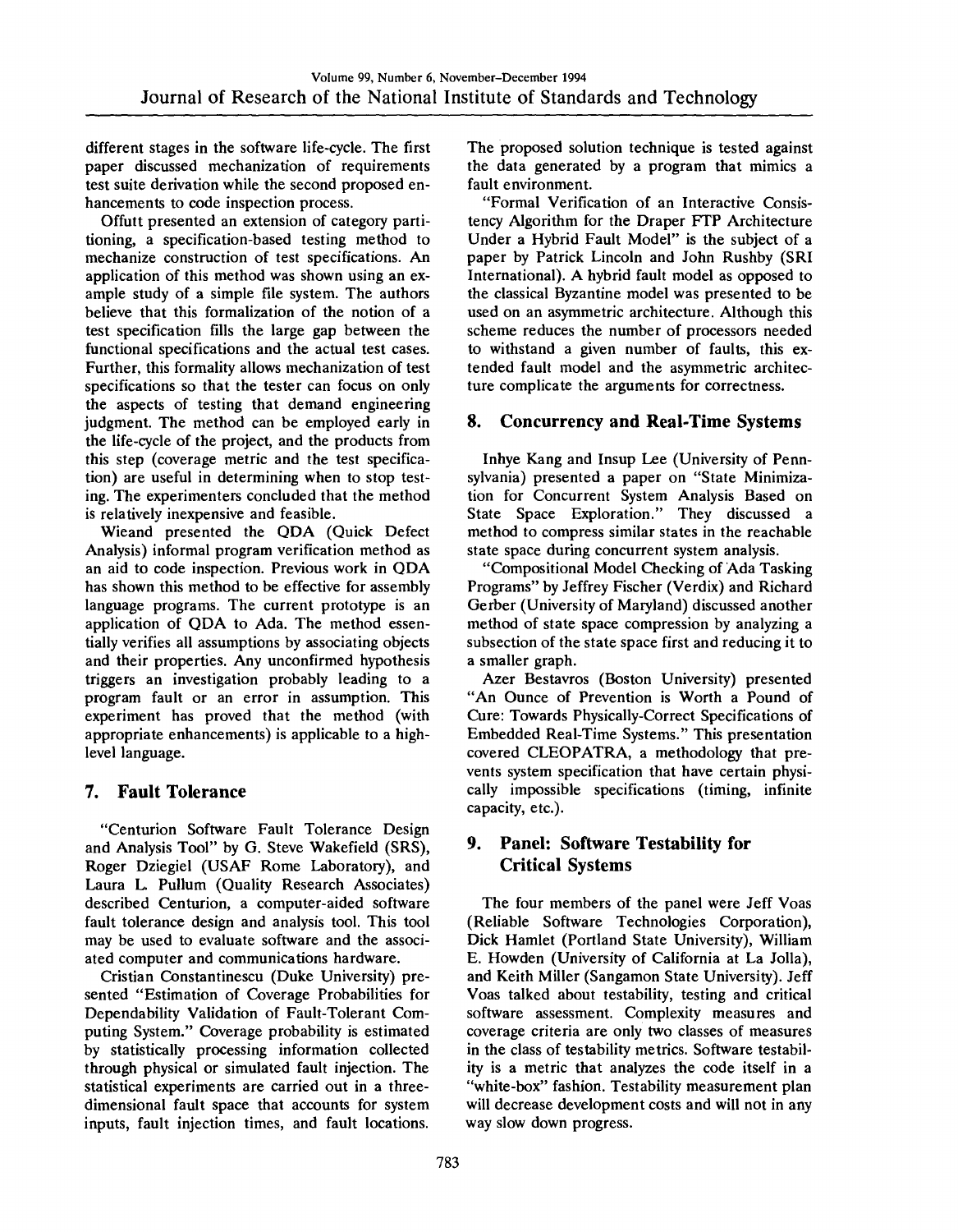different stages in the software life-cycle. The first paper discussed mechanization of requirements test suite derivation while the second proposed enhancements to code inspection process.

Offutt presented an extension of category partitioning, a specification-based testing method to mechanize construction of test specifications. An application of this method was shown using an example study of a simple file system. The authors believe that this formalization of the notion of a test specification fills the large gap between the functional specifications and the actual test cases. Further, this formality allows mechanization of test specifications so that the tester can focus on only the aspects of testing that demand engineering judgment. The method can be employed early in the life-cycle of the project, and the products from this step (coverage metric and the test specification) are useful in determining when to stop testing. The experimenters concluded that the method is relatively inexpensive and feasible.

Wieand presented the QDA (Quick Defect Analysis) informal program verification method as an aid to code inspection. Previous work in QDA has shown this method to be effective for assembly language programs. The current prototype is an application of QDA to Ada. The method essentially verifies all assumptions by associating objects and their properties. Any unconfirmed hypothesis triggers an investigation probably leading to a program fault or an error in assumption. This experiment has proved that the method (with appropriate enhancements) is applicable to a high-level language.

## 7. Fault Tolerance

"Centurion Software Fault Tolerance Design and Analysis Tool" by G. Steve Wakefield (SRS), Roger Dziegiel (USAF Rome Laboratory), and Laura L. Pullum (Quality Research Associates) described Centurion, a computer-aided software fault tolerance design and analysis tool. This tool may be used to evaluate software and the associated computer and communications hardware.

Cristian Constantinescu (Duke University) presented "Estimation of Coverage Probabilities for Dependability Validation of Fault-Tolerant Computing System." Coverage probability is estimated by statistically processing information collected through physical or simulated fault injection. The statistical experiments are carried out in a three-dimensional fault space that accounts for system inputs, fault injection times, and fault locations. The proposed solution technique is tested against the data generated by a program that mimics a fault environment.

"Formal Verification of an Interactive Consistency Algorithm for the Draper FTP Architecture Under a Hybrid Fault Model" is the subject of a paper by Patrick Lincoln and John Rushby (SRI International). A hybrid fault model as opposed to the classical Byzantine model was presented to be used on an asymmetric architecture. Although this scheme reduces the number of processors needed to withstand a given number of faults, this extended fault model and the asymmetric architecture complicate the arguments for correctness.

## 8. Concurrency and Real-Time Systems

Inhye Kang and Insup Lee (University of Pennsylvania) presented a paper on "State Minimization for Concurrent System Analysis Based on State Space Exploration." They discussed a method to compress similar states in the reachable state space during concurrent system analysis.

"Compositional Model Checking of Ada Tasking Programs" by Jeffrey Fischer (Verdix) and Richard Gerber (University of Maryland) discussed another method of state space compression by analyzing a subsection of the state space first and reducing it to a smaller graph.

Azer Bestavros (Boston University) presented "An Ounce of Prevention is Worth a Pound of Cure: Towards Physically-Correct Specifications of Embedded Real-Time Systems." This presentation covered CLEOPATRA, a methodology that prevents system specification that have certain physically impossible specifications (timing, infinite capacity, etc.).

## 9. Panel: Software Testability for Critical Systems

The four members of the panel were Jeff Voas (Reliable Software Technologies Corporation), Dick Hamlet (Portland State University), William E. Howden (University of California at La Jolla), and Keith Miller (Sangamon State University). Jeff Voas talked about testability, testing and critical software assessment. Complexity measures and coverage criteria are only two classes of measures in the class of testability metrics. Software testability is a metric that analyzes the code itself in a "white-box" fashion. Testability measurement plan will decrease development costs and will not in any way slow down progress.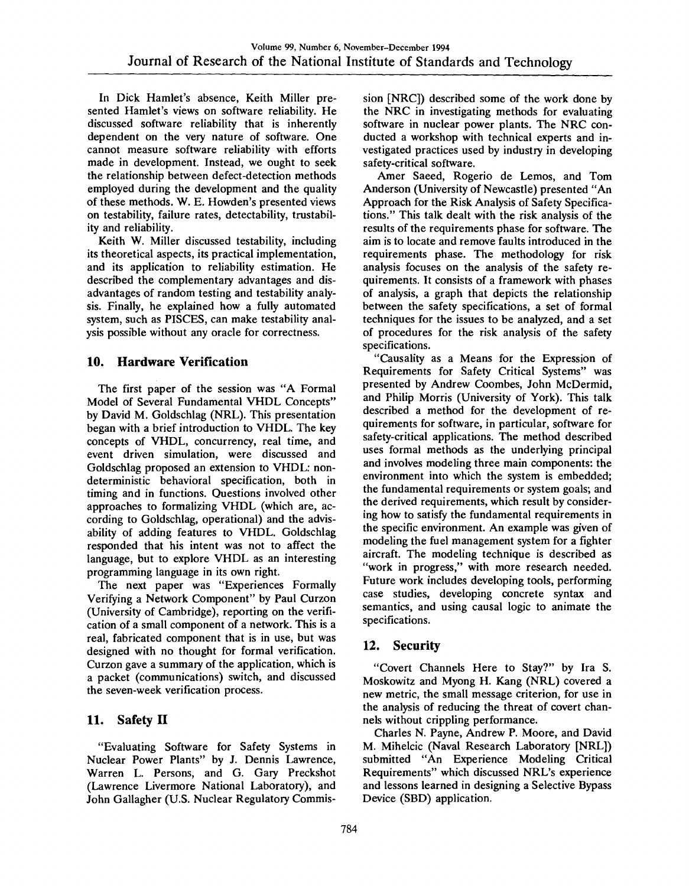In Dick Hamlet's absence, Keith Miller presented Hamlet's views on software reliability. He discussed software reliability that is inherently dependent on the very nature of software. One cannot measure software reliability with efforts made in development. Instead, we ought to seek the relationship between defect-detection methods employed during the development and the quality of these methods. W. E. Howden's presented views on testability, failure rates, detectability, trustability and reliability.

Keith W. Miller discussed testability, including its theoretical aspects, its practical implementation, and its application to reliability estimation. He described the complementary advantages and disadvantages of random testing and testability analysis. Finally, he explained how a fully automated system, such as PISCES, can make testability analysis possible without any oracle for correctness.

## 10. Hardware Verification

The first paper of the session was "A Formal Model of Several Fundamental VHDL Concepts" by David M. Goldschlag (NRL). This presentation began with a brief introduction to VHDL. The key concepts of VHDL, concurrency, real time, and event driven simulation, were discussed and Goldschlag proposed an extension to VHDL: nondeterministic behavioral specification, both in timing and in functions. Questions involved other approaches to formalizing VHDL (which are, according to Goldschlag, operational) and the advisability of adding features to VHDL. Goldschlag responded that his intent was not to affect the language, but to explore VHDL as an interesting programming language in its own right.

The next paper was "Experiences Formally Verifying a Network Component" by Paul Curzon (University of Cambridge), reporting on the verification of a small component of a network. This is a real, fabricated component that is in use, but was designed with no thought for formal verification. Curzon gave a summary of the application, which is a packet (communications) switch, and discussed the seven-week verification process.

## 11. Safety II

"Evaluating Software for Safety Systems in Nuclear Power Plants" by J. Dennis Lawrence, Warren L. Persons, and G. Gary Preckshot (Lawrence Livermore National Laboratory), and John Gallagher (U.S. Nuclear Regulatory Commission [NRC]) described some of the work done by the NRC in investigating methods for evaluating software in nuclear power plants. The NRC conducted a workshop with technical experts and investigated practices used by industry in developing safety-critical software.

Amer Saeed, Rogerio de Lemos, and Tom Anderson (University of Newcastle) presented "An Approach for the Risk Analysis of Safety Specifications." This talk dealt with the risk analysis of the results of the requirements phase for software. The aim is to locate and remove faults introduced in the requirements phase. The methodology for risk analysis focuses on the analysis of the safety requirements. It consists of a framework with phases of analysis, a graph that depicts the relationship between the safety specifications, a set of formal techniques for the issues to be analyzed, and a set of procedures for the risk analysis of the safety specifications.

"Causality as a Means for the Expression of Requirements for Safety Critical Systems" was presented by Andrew Coombes, John McDermid, and Philip Morris (University of York). This talk described a method for the development of requirements for software, in particular, software for safety-critical applications. The method described uses formal methods as the underlying principal and involves modeling three main components: the environment into which the system is embedded; the fundamental requirements or system goals; and the derived requirements, which result by considering how to satisfy the fundamental requirements in the specific environment. An example was given of modeling the fuel management system for a fighter aircraft. The modeling technique is described as "work in progress," with more research needed. Future work includes developing tools, performing case studies, developing concrete syntax and semantics, and using causal logic to animate the specifications.

## 12. Security

"Covert Channels Here to Stay?" by Ira S. Moskowitz and Myong H. Kang (NRL) covered a new metric, the small message criterion, for use in the analysis of reducing the threat of covert channels without crippling performance.

Charles N. Payne, Andrew P. Moore, and David M. Mihelcic (Naval Research Laboratory [NRL]) submitted "An Experience Modeling Critical Requirements" which discussed NRL's experience and lessons learned in designing a Selective Bypass Device (SBD) application.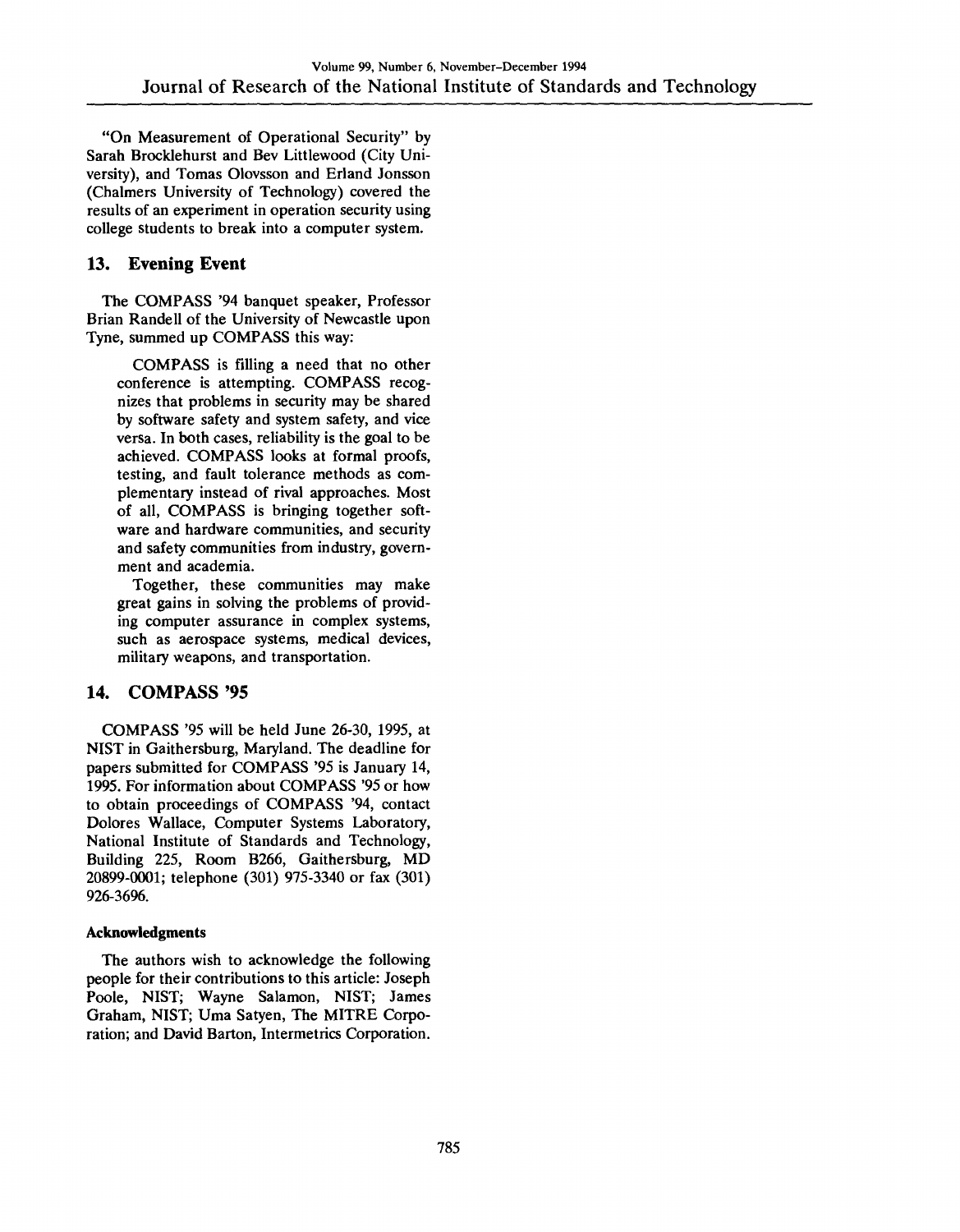"On Measurement of Operational Security" by Sarah Brocklehurst and Bev Littlewood (City University), and Tomas Olovsson and Erland Jonsson (Chalmers University of Technology) covered the results of an experiment in operation security using college students to break into a computer system.

## 13. Evening Event

The COMPASS '94 banquet speaker, Professor Brian Randell of the University of Newcastle upon Tyne, summed up COMPASS this way:

> COMPASS is filling a need that no other conference is attempting. COMPASS recognizes that problems in security may be shared by software safety and system safety, and vice versa. In both cases, reliability is the goal to be achieved. COMPASS looks at formal proofs, testing, and fault tolerance methods as complementary instead of rival approaches. Most of all, COMPASS is bringing together software and hardware communities, and security and safety communities from industry, government and academia.
>
> Together, these communities may make great gains in solving the problems of providing computer assurance in complex systems, such as aerospace systems, medical devices, military weapons, and transportation.

## 14. COMPASS '95

COMPASS '95 will be held June 26-30, 1995, at NIST in Gaithersburg, Maryland. The deadline for papers submitted for COMPASS '95 is January 14, 1995. For information about COMPASS '95 or how to obtain proceedings of COMPASS '94, contact Dolores Wallace, Computer Systems Laboratory, National Institute of Standards and Technology, Building 225, Room B266, Gaithersburg, MD 20899-0001; telephone (301) 975-3340 or fax (301) 926-3696.

### Acknowledgments

The authors wish to acknowledge the following people for their contributions to this article: Joseph Poole, NIST; Wayne Salamon, NIST; James Graham, NIST; Uma Satyen, The MITRE Corporation; and David Barton, Intermetrics Corporation.